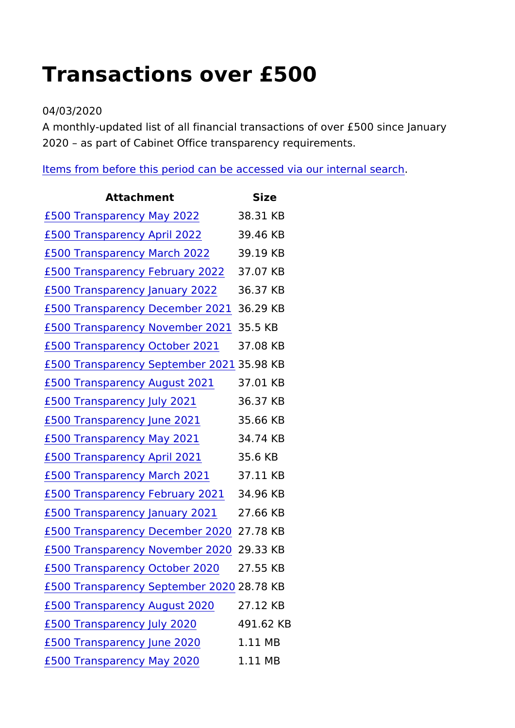# Transactions over £500

04/03/2020

A monthly-updated list of all financial transactions of over £500 since January 2020 – as part of Cabinet Office transparency requirements.

Items from before this period can be accessed via our internal search.

| Attachment | Size |
|---|---|
| £500 Transparency May 2022 | 38.31 KB |
| £500 Transparency April 2022 | 39.46 KB |
| £500 Transparency March 2022 | 39.19 KB |
| £500 Transparency February 2022 | 37.07 KB |
| £500 Transparency January 2022 | 36.37 KB |
| £500 Transparency December 2021 | 36.29 KB |
| £500 Transparency November 2021 | 35.5 KB |
| £500 Transparency October 2021 | 37.08 KB |
| £500 Transparency September 2021 | 35.98 KB |
| £500 Transparency August 2021 | 37.01 KB |
| £500 Transparency July 2021 | 36.37 KB |
| £500 Transparency June 2021 | 35.66 KB |
| £500 Transparency May 2021 | 34.74 KB |
| £500 Transparency April 2021 | 35.6 KB |
| £500 Transparency March 2021 | 37.11 KB |
| £500 Transparency February 2021 | 34.96 KB |
| £500 Transparency January 2021 | 27.66 KB |
| £500 Transparency December 2020 | 27.78 KB |
| £500 Transparency November 2020 | 29.33 KB |
| £500 Transparency October 2020 | 27.55 KB |
| £500 Transparency September 2020 | 28.78 KB |
| £500 Transparency August 2020 | 27.12 KB |
| £500 Transparency July 2020 | 491.62 KB |
| £500 Transparency June 2020 | 1.11 MB |
| £500 Transparency May 2020 | 1.11 MB |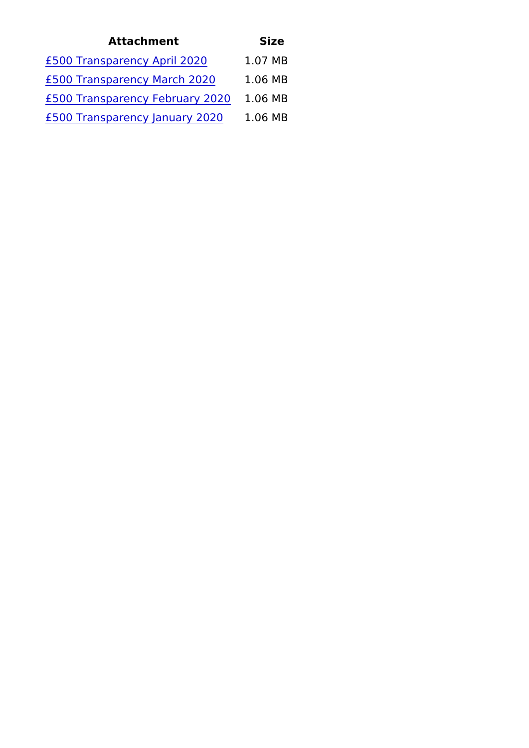| Attachment | Size |
| --- | --- |
| £500 Transparency April 2020 | 1.07 MB |
| £500 Transparency March 2020 | 1.06 MB |
| £500 Transparency February 2020 | 1.06 MB |
| £500 Transparency January 2020 | 1.06 MB |